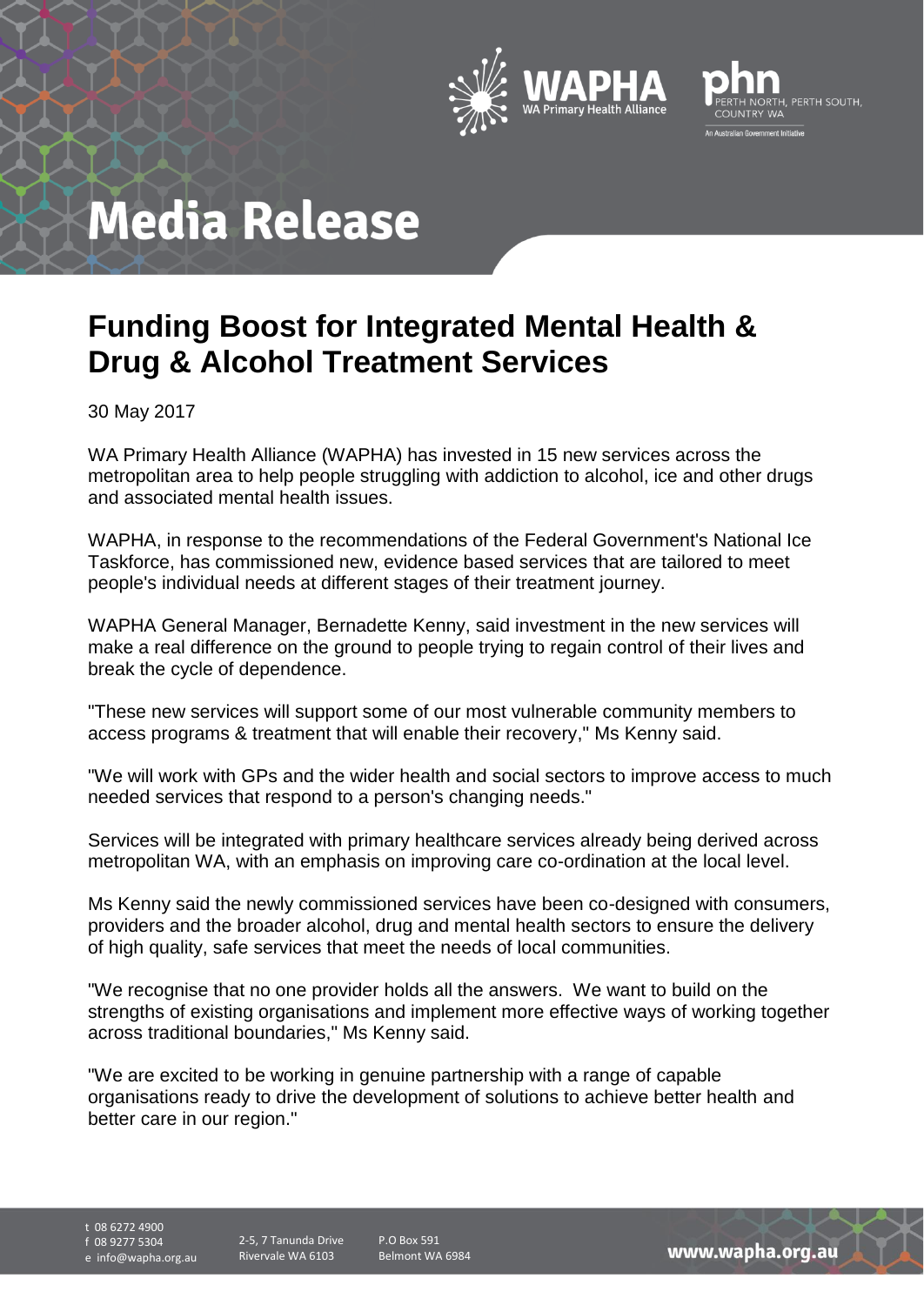# Media Release

## Funding Boost for Integrated Mental Health & Drug & Alcohol Treatment Services

30 May 2017

WA Primary Health Alliance (WAPHA) has invested in 15 new services across the metropolitan area to help people struggling with addiction to alcohol, ice and other drugs and associated mental health issues.

WAPHA, in response to the recommendations of the Federal Government's National Ice Taskforce, has commissioned new, evidence based services that are tailored to meet people's individual needs at different stages of their treatment journey.

WAPHA General Manager, Bernadette Kenny, said investment in the new services will make a real difference on the ground to people trying to regain control of their lives and break the cycle of dependence.

"These new services will support some of our most vulnerable community members to access programs & treatment that will enable their recovery," Ms Kenny said.

"We will work with GPs and the wider health and social sectors to improve access to much needed services that respond to a person's changing needs."

Services will be integrated with primary healthcare services already being derived across metropolitan WA, with an emphasis on improving care co-ordination at the local level.

Ms Kenny said the newly commissioned services have been co-designed with consumers, providers and the broader alcohol, drug and mental health sectors to ensure the delivery of high quality, safe services that meet the needs of local communities.

"We recognise that no one provider holds all the answers. We want to build on the strengths of existing organisations and implement more effective ways of working together across traditional boundaries," Ms Kenny said.

"We are excited to be working in genuine partnership with a range of capable organisations ready to drive the development of solutions to achieve better health and better care in our region."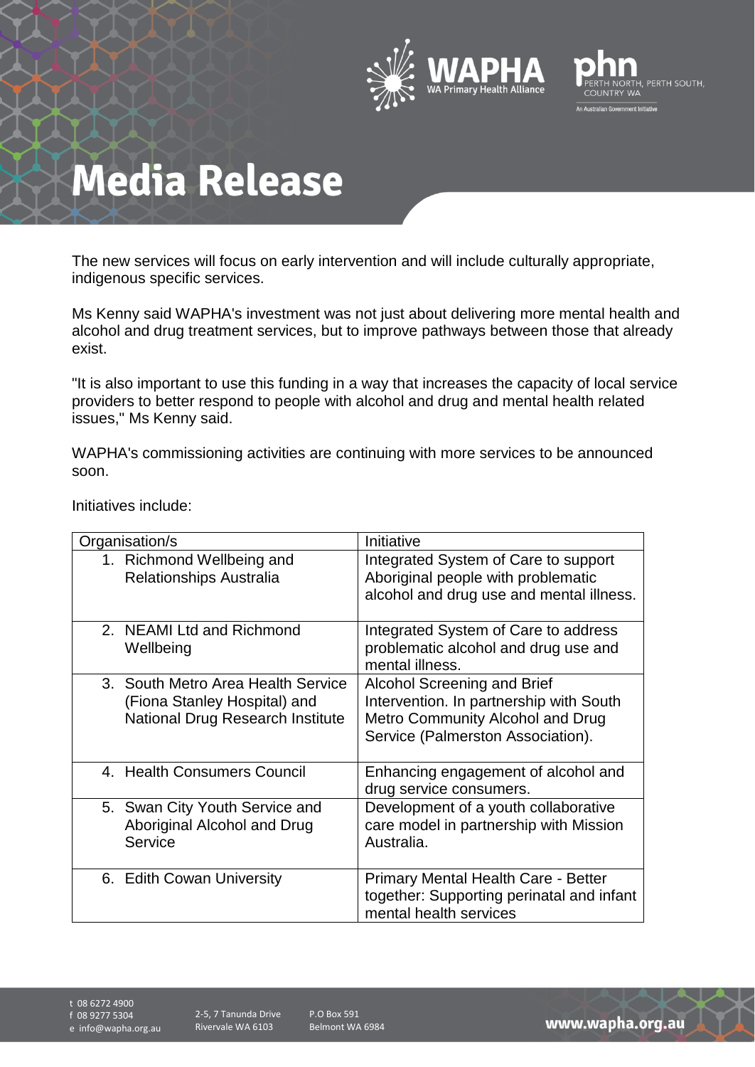# Media Release

The new services will focus on early intervention and will include culturally appropriate, indigenous specific services.

Ms Kenny said WAPHA's investment was not just about delivering more mental health and alcohol and drug treatment services, but to improve pathways between those that already exist.

"It is also important to use this funding in a way that increases the capacity of local service providers to better respond to people with alcohol and drug and mental health related issues," Ms Kenny said.

WAPHA's commissioning activities are continuing with more services to be announced soon.

Initiatives include:

| Organisation/s | Initiative |
|---|---|
| 1. Richmond Wellbeing and Relationships Australia | Integrated System of Care to support Aboriginal people with problematic alcohol and drug use and mental illness. |
| 2. NEAMI Ltd and Richmond Wellbeing | Integrated System of Care to address problematic alcohol and drug use and mental illness. |
| 3. South Metro Area Health Service (Fiona Stanley Hospital) and National Drug Research Institute | Alcohol Screening and Brief Intervention. In partnership with South Metro Community Alcohol and Drug Service (Palmerston Association). |
| 4. Health Consumers Council | Enhancing engagement of alcohol and drug service consumers. |
| 5. Swan City Youth Service and Aboriginal Alcohol and Drug Service | Development of a youth collaborative care model in partnership with Mission Australia. |
| 6. Edith Cowan University | Primary Mental Health Care - Better together: Supporting perinatal and infant mental health services |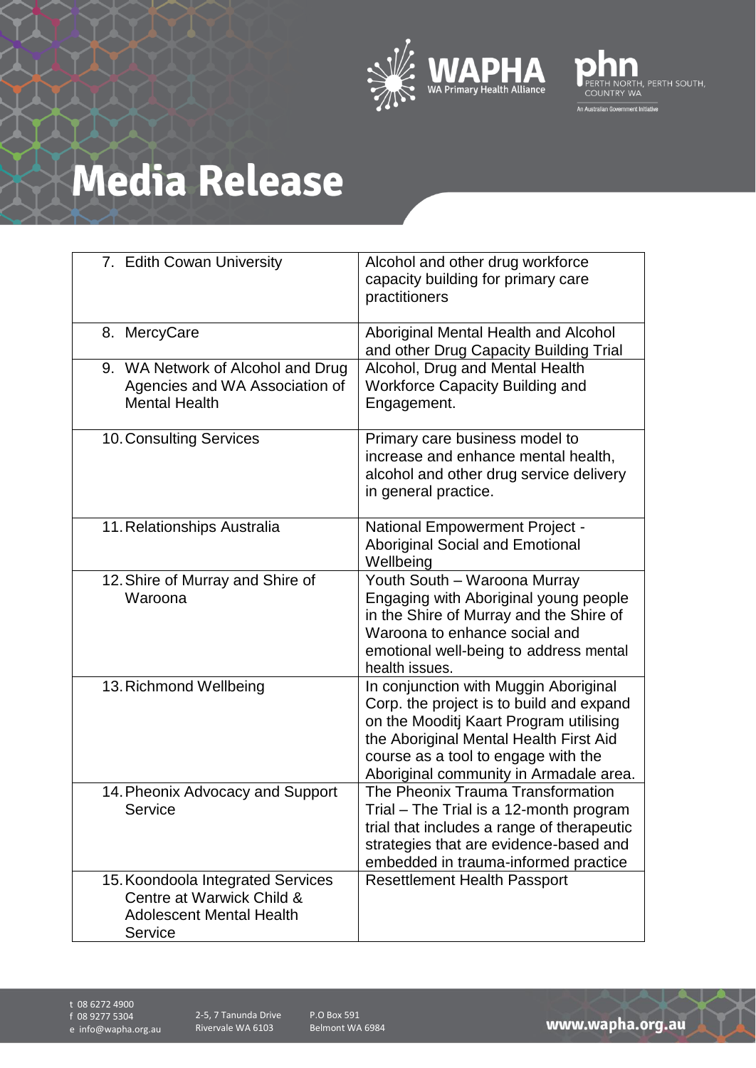# Media Release

| | |
|---|---|
| 7. Edith Cowan University | Alcohol and other drug workforce capacity building for primary care practitioners |
| 8. MercyCare | Aboriginal Mental Health and Alcohol and other Drug Capacity Building Trial |
| 9. WA Network of Alcohol and Drug Agencies and WA Association of Mental Health | Alcohol, Drug and Mental Health Workforce Capacity Building and Engagement. |
| 10. Consulting Services | Primary care business model to increase and enhance mental health, alcohol and other drug service delivery in general practice. |
| 11. Relationships Australia | National Empowerment Project - Aboriginal Social and Emotional Wellbeing |
| 12. Shire of Murray and Shire of Waroona | Youth South – Waroona Murray Engaging with Aboriginal young people in the Shire of Murray and the Shire of Waroona to enhance social and emotional well-being to address mental health issues. |
| 13. Richmond Wellbeing | In conjunction with Muggin Aboriginal Corp. the project is to build and expand on the Mooditj Kaart Program utilising the Aboriginal Mental Health First Aid course as a tool to engage with the Aboriginal community in Armadale area. |
| 14. Pheonix Advocacy and Support Service | The Pheonix Trauma Transformation Trial – The Trial is a 12-month program trial that includes a range of therapeutic strategies that are evidence-based and embedded in trauma-informed practice |
| 15. Koondoola Integrated Services Centre at Warwick Child & Adolescent Mental Health Service | Resettlement Health Passport |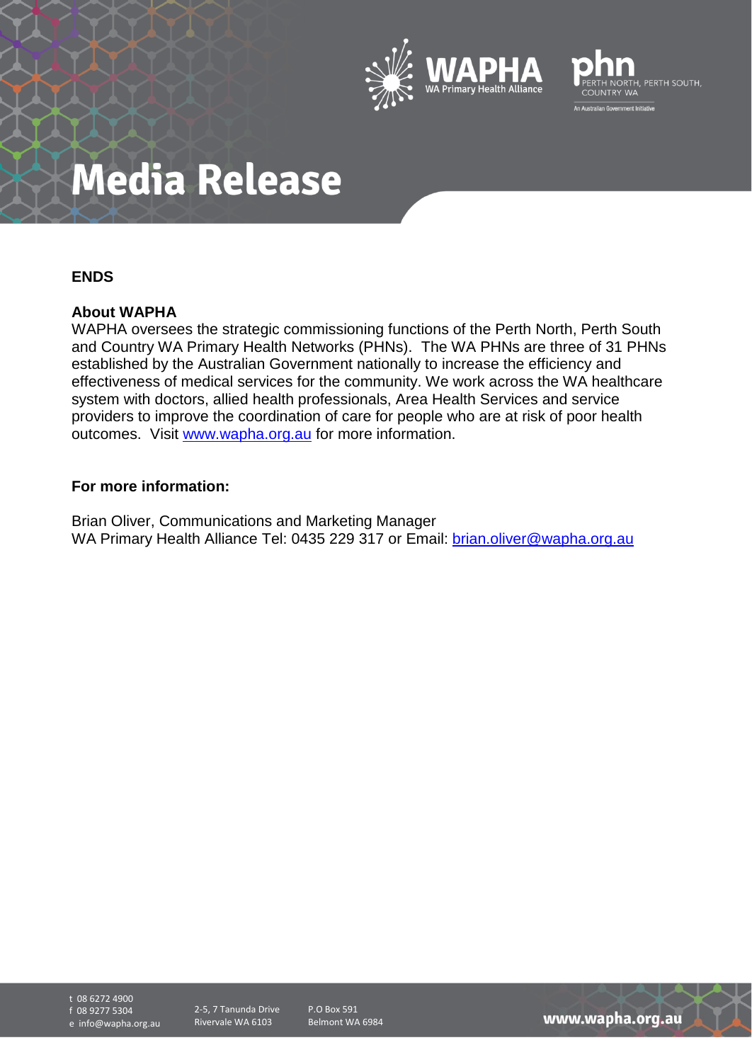# Media Release

**ENDS**

**About WAPHA**

WAPHA oversees the strategic commissioning functions of the Perth North, Perth South and Country WA Primary Health Networks (PHNs). The WA PHNs are three of 31 PHNs established by the Australian Government nationally to increase the efficiency and effectiveness of medical services for the community. We work across the WA healthcare system with doctors, allied health professionals, Area Health Services and service providers to improve the coordination of care for people who are at risk of poor health outcomes. Visit www.wapha.org.au for more information.

**For more information:**

Brian Oliver, Communications and Marketing Manager
WA Primary Health Alliance Tel: 0435 229 317 or Email: brian.oliver@wapha.org.au